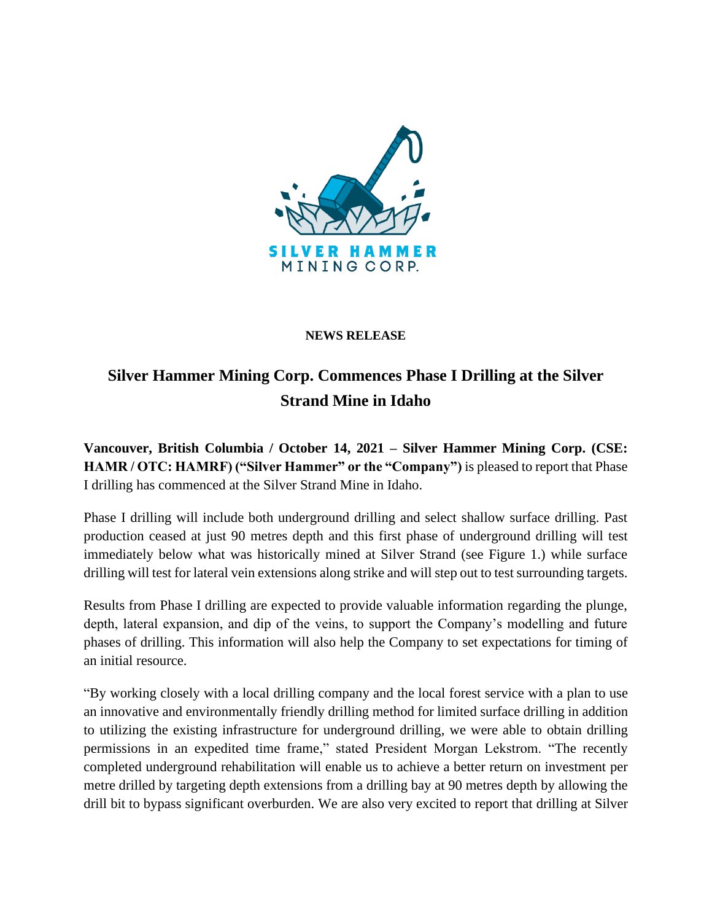SILVER HAMMER
MINING CORP.

**NEWS RELEASE**

# Silver Hammer Mining Corp. Commences Phase I Drilling at the Silver Strand Mine in Idaho

**Vancouver, British Columbia / October 14, 2021 – Silver Hammer Mining Corp. (CSE: HAMR / OTC: HAMRF) ("Silver Hammer" or the "Company")** is pleased to report that Phase I drilling has commenced at the Silver Strand Mine in Idaho.

Phase I drilling will include both underground drilling and select shallow surface drilling. Past production ceased at just 90 metres depth and this first phase of underground drilling will test immediately below what was historically mined at Silver Strand (see Figure 1.) while surface drilling will test for lateral vein extensions along strike and will step out to test surrounding targets.

Results from Phase I drilling are expected to provide valuable information regarding the plunge, depth, lateral expansion, and dip of the veins, to support the Company's modelling and future phases of drilling. This information will also help the Company to set expectations for timing of an initial resource.

"By working closely with a local drilling company and the local forest service with a plan to use an innovative and environmentally friendly drilling method for limited surface drilling in addition to utilizing the existing infrastructure for underground drilling, we were able to obtain drilling permissions in an expedited time frame," stated President Morgan Lekstrom. "The recently completed underground rehabilitation will enable us to achieve a better return on investment per metre drilled by targeting depth extensions from a drilling bay at 90 metres depth by allowing the drill bit to bypass significant overburden. We are also very excited to report that drilling at Silver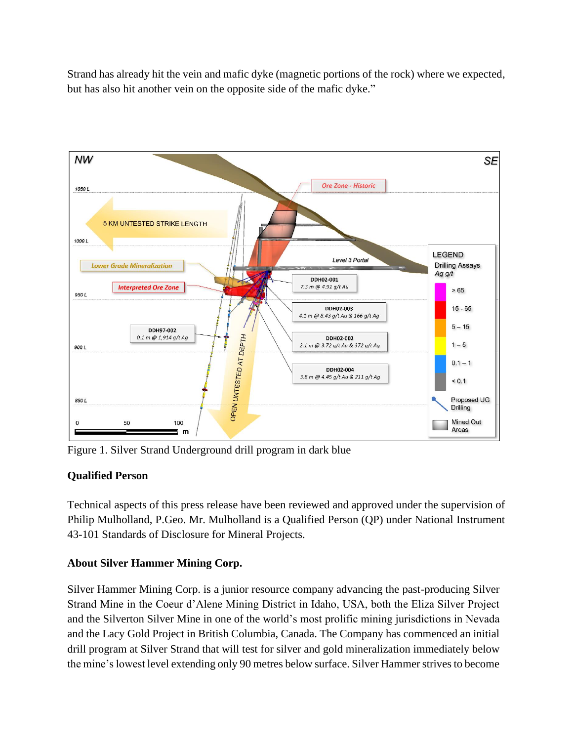Strand has already hit the vein and mafic dyke (magnetic portions of the rock) where we expected, but has also hit another vein on the opposite side of the mafic dyke."

Figure 1. Silver Strand Underground drill program in dark blue

**Qualified Person**

Technical aspects of this press release have been reviewed and approved under the supervision of Philip Mulholland, P.Geo. Mr. Mulholland is a Qualified Person (QP) under National Instrument 43-101 Standards of Disclosure for Mineral Projects.

**About Silver Hammer Mining Corp.**

Silver Hammer Mining Corp. is a junior resource company advancing the past-producing Silver Strand Mine in the Coeur d'Alene Mining District in Idaho, USA, both the Eliza Silver Project and the Silverton Silver Mine in one of the world's most prolific mining jurisdictions in Nevada and the Lacy Gold Project in British Columbia, Canada. The Company has commenced an initial drill program at Silver Strand that will test for silver and gold mineralization immediately below the mine's lowest level extending only 90 metres below surface. Silver Hammer strives to become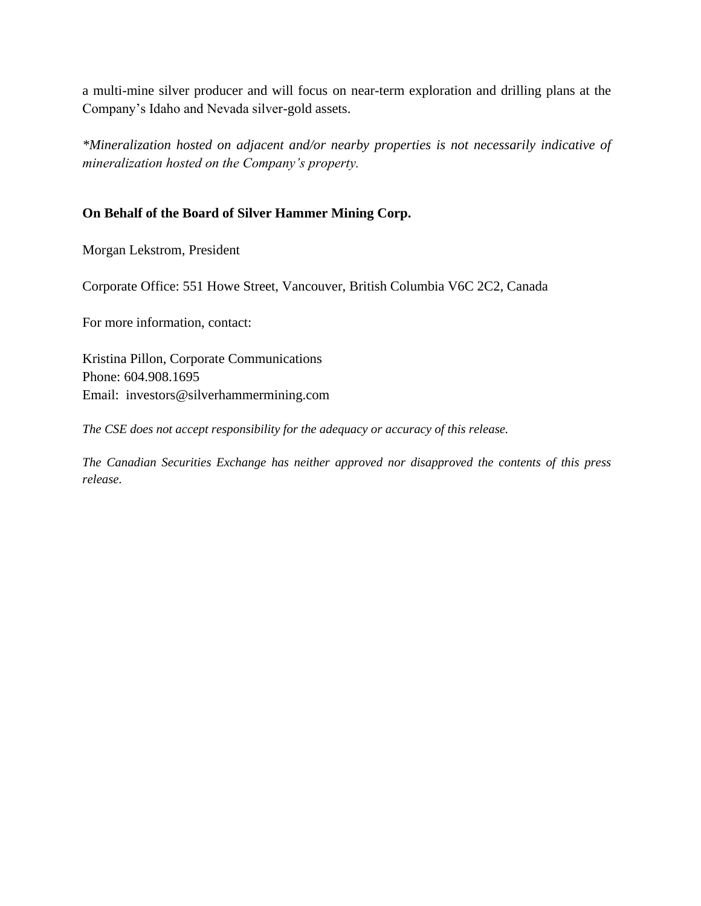a multi-mine silver producer and will focus on near-term exploration and drilling plans at the Company's Idaho and Nevada silver-gold assets.

*\*Mineralization hosted on adjacent and/or nearby properties is not necessarily indicative of mineralization hosted on the Company's property.*

**On Behalf of the Board of Silver Hammer Mining Corp.**

Morgan Lekstrom, President

Corporate Office: 551 Howe Street, Vancouver, British Columbia V6C 2C2, Canada

For more information, contact:

Kristina Pillon, Corporate Communications
Phone: 604.908.1695
Email: investors@silverhammermining.com

*The CSE does not accept responsibility for the adequacy or accuracy of this release.*

*The Canadian Securities Exchange has neither approved nor disapproved the contents of this press release.*